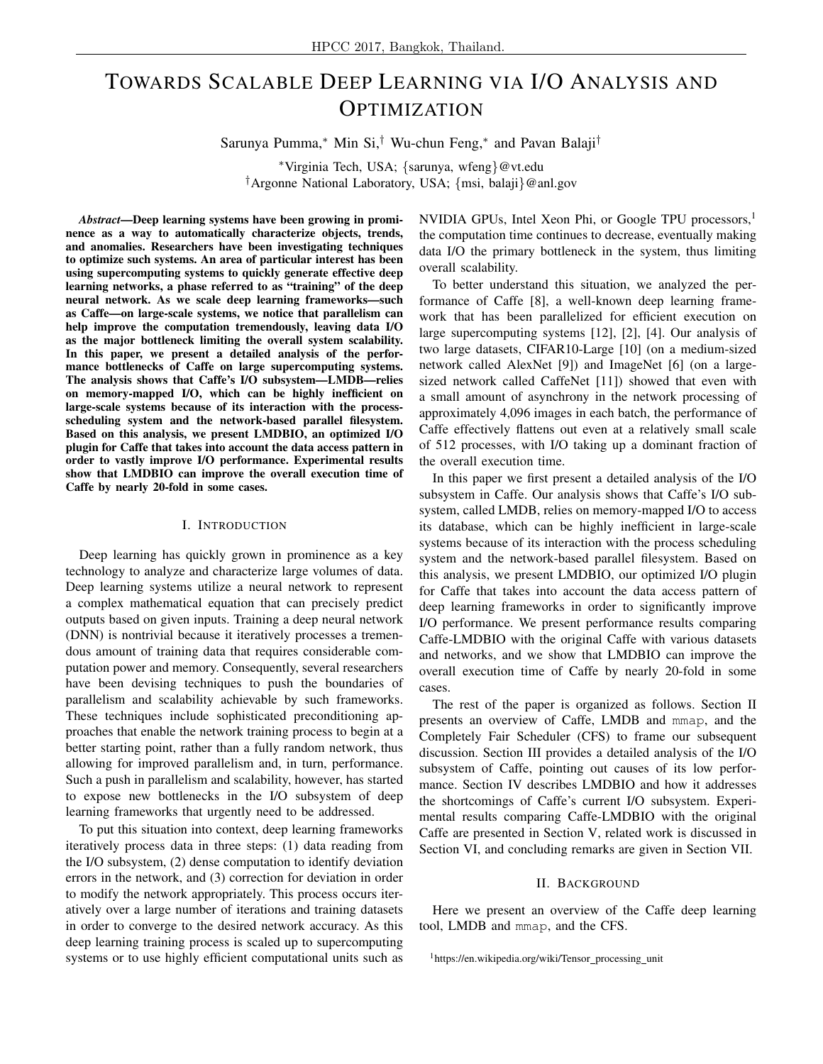# Towards Scalable Deep Learning via I/O Analysis and Optimization

Sarunya Pumma,[*] Min Si,[†] Wu-chun Feng,[*] and Pavan Balaji[†]

[*]Virginia Tech, USA; {sarunya, wfeng}@vt.edu
[†]Argonne National Laboratory, USA; {msi, balaji}@anl.gov

***Abstract*—Deep learning systems have been growing in prominence as a way to automatically characterize objects, trends, and anomalies. Researchers have been investigating techniques to optimize such systems. An area of particular interest has been using supercomputing systems to quickly generate effective deep learning networks, a phase referred to as "training" of the deep neural network. As we scale deep learning frameworks—such as Caffe—on large-scale systems, we notice that parallelism can help improve the computation tremendously, leaving data I/O as the major bottleneck limiting the overall system scalability. In this paper, we present a detailed analysis of the performance bottlenecks of Caffe on large supercomputing systems. The analysis shows that Caffe's I/O subsystem—LMDB—relies on memory-mapped I/O, which can be highly inefficient on large-scale systems because of its interaction with the process-scheduling system and the network-based parallel filesystem. Based on this analysis, we present LMDBIO, an optimized I/O plugin for Caffe that takes into account the data access pattern in order to vastly improve I/O performance. Experimental results show that LMDBIO can improve the overall execution time of Caffe by nearly 20-fold in some cases.**

## I. Introduction

Deep learning has quickly grown in prominence as a key technology to analyze and characterize large volumes of data. Deep learning systems utilize a neural network to represent a complex mathematical equation that can precisely predict outputs based on given inputs. Training a deep neural network (DNN) is nontrivial because it iteratively processes a tremendous amount of training data that requires considerable computation power and memory. Consequently, several researchers have been devising techniques to push the boundaries of parallelism and scalability achievable by such frameworks. These techniques include sophisticated preconditioning approaches that enable the network training process to begin at a better starting point, rather than a fully random network, thus allowing for improved parallelism and, in turn, performance. Such a push in parallelism and scalability, however, has started to expose new bottlenecks in the I/O subsystem of deep learning frameworks that urgently need to be addressed.

To put this situation into context, deep learning frameworks iteratively process data in three steps: (1) data reading from the I/O subsystem, (2) dense computation to identify deviation errors in the network, and (3) correction for deviation in order to modify the network appropriately. This process occurs iteratively over a large number of iterations and training datasets in order to converge to the desired network accuracy. As this deep learning training process is scaled up to supercomputing systems or to use highly efficient computational units such as NVIDIA GPUs, Intel Xeon Phi, or Google TPU processors,[1] the computation time continues to decrease, eventually making data I/O the primary bottleneck in the system, thus limiting overall scalability.

To better understand this situation, we analyzed the performance of Caffe [8], a well-known deep learning framework that has been parallelized for efficient execution on large supercomputing systems [12], [2], [4]. Our analysis of two large datasets, CIFAR10-Large [10] (on a medium-sized network called AlexNet [9]) and ImageNet [6] (on a large-sized network called CaffeNet [11]) showed that even with a small amount of asynchrony in the network processing of approximately 4,096 images in each batch, the performance of Caffe effectively flattens out even at a relatively small scale of 512 processes, with I/O taking up a dominant fraction of the overall execution time.

In this paper we first present a detailed analysis of the I/O subsystem in Caffe. Our analysis shows that Caffe's I/O subsystem, called LMDB, relies on memory-mapped I/O to access its database, which can be highly inefficient in large-scale systems because of its interaction with the process scheduling system and the network-based parallel filesystem. Based on this analysis, we present LMDBIO, our optimized I/O plugin for Caffe that takes into account the data access pattern of deep learning frameworks in order to significantly improve I/O performance. We present performance results comparing Caffe-LMDBIO with the original Caffe with various datasets and networks, and we show that LMDBIO can improve the overall execution time of Caffe by nearly 20-fold in some cases.

The rest of the paper is organized as follows. Section II presents an overview of Caffe, LMDB and `mmap`, and the Completely Fair Scheduler (CFS) to frame our subsequent discussion. Section III provides a detailed analysis of the I/O subsystem of Caffe, pointing out causes of its low performance. Section IV describes LMDBIO and how it addresses the shortcomings of Caffe's current I/O subsystem. Experimental results comparing Caffe-LMDBIO with the original Caffe are presented in Section V, related work is discussed in Section VI, and concluding remarks are given in Section VII.

## II. Background

Here we present an overview of the Caffe deep learning tool, LMDB and `mmap`, and the CFS.

[1]https://en.wikipedia.org/wiki/Tensor_processing_unit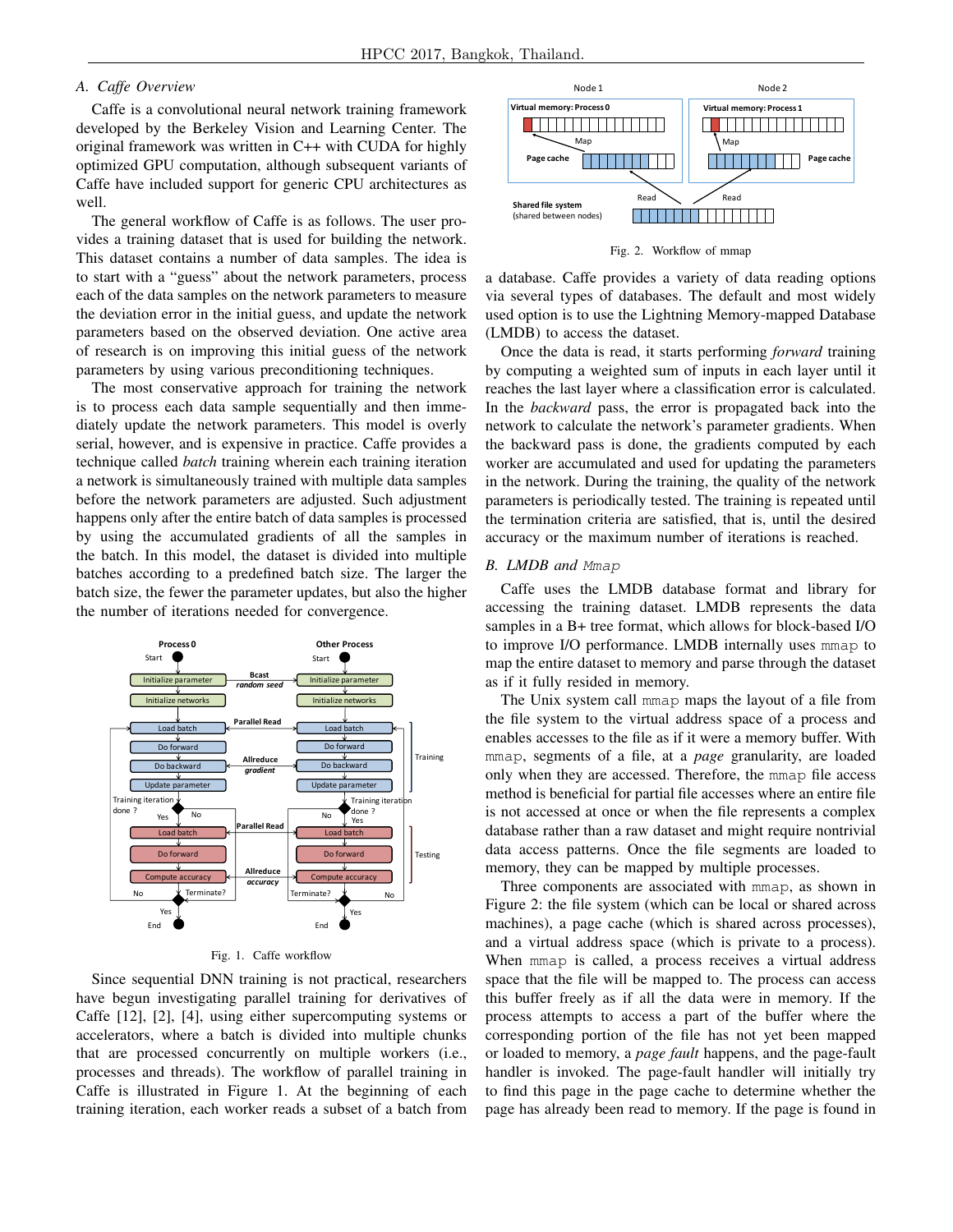### A. Caffe Overview

Caffe is a convolutional neural network training framework developed by the Berkeley Vision and Learning Center. The original framework was written in C++ with CUDA for highly optimized GPU computation, although subsequent variants of Caffe have included support for generic CPU architectures as well.

The general workflow of Caffe is as follows. The user provides a training dataset that is used for building the network. This dataset contains a number of data samples. The idea is to start with a "guess" about the network parameters, process each of the data samples on the network parameters to measure the deviation error in the initial guess, and update the network parameters based on the observed deviation. One active area of research is on improving this initial guess of the network parameters by using various preconditioning techniques.

The most conservative approach for training the network is to process each data sample sequentially and then immediately update the network parameters. This model is overly serial, however, and is expensive in practice. Caffe provides a technique called *batch* training wherein each training iteration a network is simultaneously trained with multiple data samples before the network parameters are adjusted. Such adjustment happens only after the entire batch of data samples is processed by using the accumulated gradients of all the samples in the batch. In this model, the dataset is divided into multiple batches according to a predefined batch size. The larger the batch size, the fewer the parameter updates, but also the higher the number of iterations needed for convergence.

Process 0

Other Process

Start

Initialize parameter

Bcast
random seed

Initialize networks

Load batch

Parallel Read

Do forward

Do backward

Allreduce
gradient

Update parameter

Training

Training iteration done ?

Yes

No

Parallel Read

Load batch

Do forward

Compute accuracy

Allreduce
accuracy

Testing

Terminate?

Yes

No

End

Fig. 1. Caffe workflow

Since sequential DNN training is not practical, researchers have begun investigating parallel training for derivatives of Caffe [12], [2], [4], using either supercomputing systems or accelerators, where a batch is divided into multiple chunks that are processed concurrently on multiple workers (i.e., processes and threads). The workflow of parallel training in Caffe is illustrated in Figure 1. At the beginning of each training iteration, each worker reads a subset of a batch from a database. Caffe provides a variety of data reading options via several types of databases. The default and most widely used option is to use the Lightning Memory-mapped Database (LMDB) to access the dataset.

Node 1

Node 2

Virtual memory: Process 0

Virtual memory: Process 1

Map

Page cache

Read

Shared file system
(shared between nodes)

Fig. 2. Workflow of mmap

Once the data is read, it starts performing *forward* training by computing a weighted sum of inputs in each layer until it reaches the last layer where a classification error is calculated. In the *backward* pass, the error is propagated back into the network to calculate the network's parameter gradients. When the backward pass is done, the gradients computed by each worker are accumulated and used for updating the parameters in the network. During the training, the quality of the network parameters is periodically tested. The training is repeated until the termination criteria are satisfied, that is, until the desired accuracy or the maximum number of iterations is reached.

### B. LMDB and Mmap

Caffe uses the LMDB database format and library for accessing the training dataset. LMDB represents the data samples in a B+ tree format, which allows for block-based I/O to improve I/O performance. LMDB internally uses `mmap` to map the entire dataset to memory and parse through the dataset as if it fully resided in memory.

The Unix system call `mmap` maps the layout of a file from the file system to the virtual address space of a process and enables accesses to the file as if it were a memory buffer. With `mmap`, segments of a file, at a *page* granularity, are loaded only when they are accessed. Therefore, the `mmap` file access method is beneficial for partial file accesses where an entire file is not accessed at once or when the file represents a complex database rather than a raw dataset and might require nontrivial data access patterns. Once the file segments are loaded to memory, they can be mapped by multiple processes.

Three components are associated with `mmap`, as shown in Figure 2: the file system (which can be local or shared across machines), a page cache (which is shared across processes), and a virtual address space (which is private to a process). When `mmap` is called, a process receives a virtual address space that the file will be mapped to. The process can access this buffer freely as if all the data were in memory. If the process attempts to access a part of the buffer where the corresponding portion of the file has not yet been mapped or loaded to memory, a *page fault* happens, and the page-fault handler is invoked. The page-fault handler will initially try to find this page in the page cache to determine whether the page has already been read to memory. If the page is found in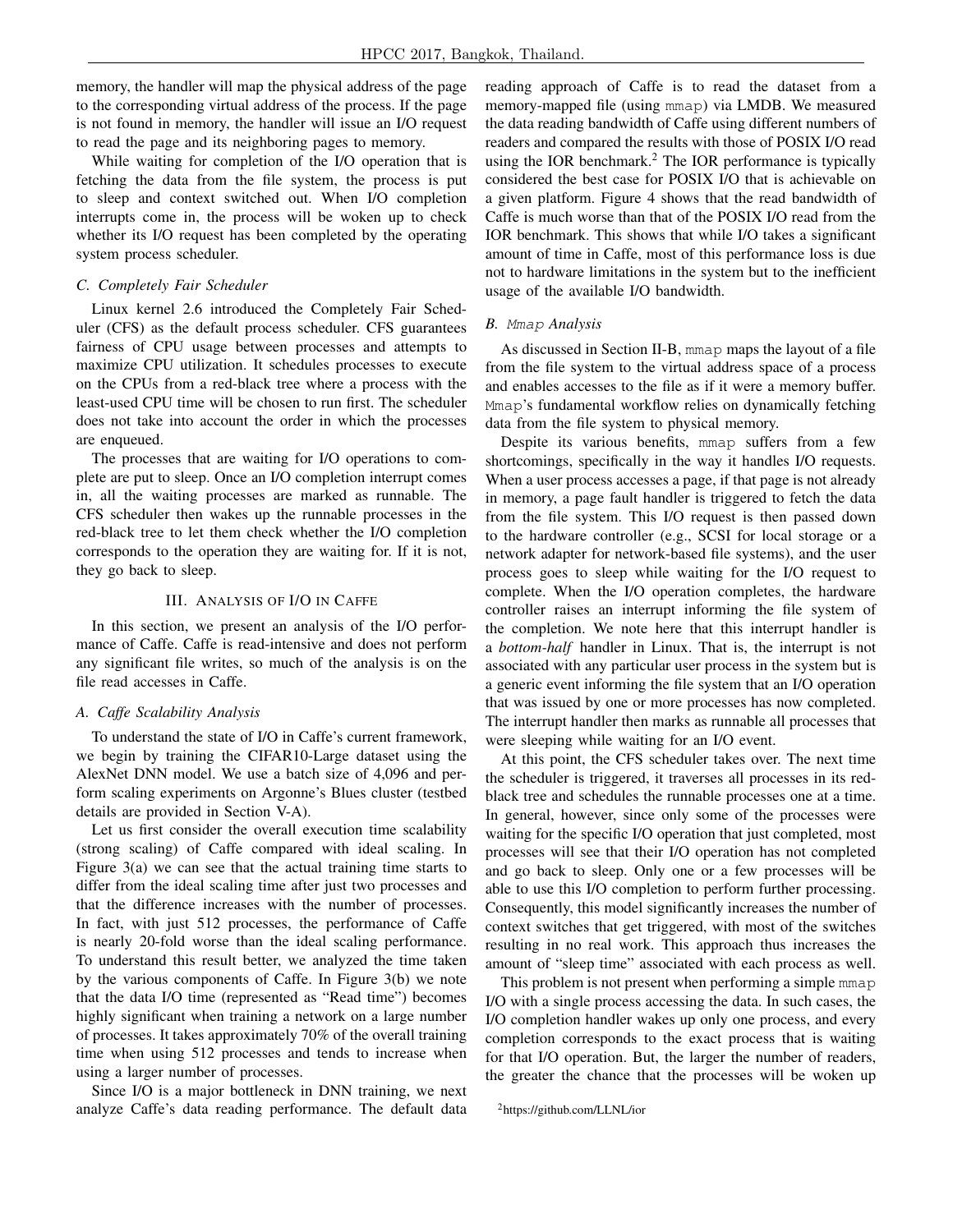memory, the handler will map the physical address of the page to the corresponding virtual address of the process. If the page is not found in memory, the handler will issue an I/O request to read the page and its neighboring pages to memory.

While waiting for completion of the I/O operation that is fetching the data from the file system, the process is put to sleep and context switched out. When I/O completion interrupts come in, the process will be woken up to check whether its I/O request has been completed by the operating system process scheduler.

### C. Completely Fair Scheduler

Linux kernel 2.6 introduced the Completely Fair Scheduler (CFS) as the default process scheduler. CFS guarantees fairness of CPU usage between processes and attempts to maximize CPU utilization. It schedules processes to execute on the CPUs from a red-black tree where a process with the least-used CPU time will be chosen to run first. The scheduler does not take into account the order in which the processes are enqueued.

The processes that are waiting for I/O operations to complete are put to sleep. Once an I/O completion interrupt comes in, all the waiting processes are marked as runnable. The CFS scheduler then wakes up the runnable processes in the red-black tree to let them check whether the I/O completion corresponds to the operation they are waiting for. If it is not, they go back to sleep.

## III. Analysis of I/O in Caffe

In this section, we present an analysis of the I/O performance of Caffe. Caffe is read-intensive and does not perform any significant file writes, so much of the analysis is on the file read accesses in Caffe.

### A. Caffe Scalability Analysis

To understand the state of I/O in Caffe's current framework, we begin by training the CIFAR10-Large dataset using the AlexNet DNN model. We use a batch size of 4,096 and perform scaling experiments on Argonne's Blues cluster (testbed details are provided in Section V-A).

Let us first consider the overall execution time scalability (strong scaling) of Caffe compared with ideal scaling. In Figure 3(a) we can see that the actual training time starts to differ from the ideal scaling time after just two processes and that the difference increases with the number of processes. In fact, with just 512 processes, the performance of Caffe is nearly 20-fold worse than the ideal scaling performance. To understand this result better, we analyzed the time taken by the various components of Caffe. In Figure 3(b) we note that the data I/O time (represented as "Read time") becomes highly significant when training a network on a large number of processes. It takes approximately 70% of the overall training time when using 512 processes and tends to increase when using a larger number of processes.

Since I/O is a major bottleneck in DNN training, we next analyze Caffe's data reading performance. The default data reading approach of Caffe is to read the dataset from a memory-mapped file (using `mmap`) via LMDB. We measured the data reading bandwidth of Caffe using different numbers of readers and compared the results with those of POSIX I/O read using the IOR benchmark.[2] The IOR performance is typically considered the best case for POSIX I/O that is achievable on a given platform. Figure 4 shows that the read bandwidth of Caffe is much worse than that of the POSIX I/O read from the IOR benchmark. This shows that while I/O takes a significant amount of time in Caffe, most of this performance loss is due not to hardware limitations in the system but to the inefficient usage of the available I/O bandwidth.

### B. *Mmap* Analysis

As discussed in Section II-B, `mmap` maps the layout of a file from the file system to the virtual address space of a process and enables accesses to the file as if it were a memory buffer. `Mmap`'s fundamental workflow relies on dynamically fetching data from the file system to physical memory.

Despite its various benefits, `mmap` suffers from a few shortcomings, specifically in the way it handles I/O requests. When a user process accesses a page, if that page is not already in memory, a page fault handler is triggered to fetch the data from the file system. This I/O request is then passed down to the hardware controller (e.g., SCSI for local storage or a network adapter for network-based file systems), and the user process goes to sleep while waiting for the I/O request to complete. When the I/O operation completes, the hardware controller raises an interrupt informing the file system of the completion. We note here that this interrupt handler is a *bottom-half* handler in Linux. That is, the interrupt is not associated with any particular user process in the system but is a generic event informing the file system that an I/O operation that was issued by one or more processes has now completed. The interrupt handler then marks as runnable all processes that were sleeping while waiting for an I/O event.

At this point, the CFS scheduler takes over. The next time the scheduler is triggered, it traverses all processes in its red-black tree and schedules the runnable processes one at a time. In general, however, since only some of the processes were waiting for the specific I/O operation that just completed, most processes will see that their I/O operation has not completed and go back to sleep. Only one or a few processes will be able to use this I/O completion to perform further processing. Consequently, this model significantly increases the number of context switches that get triggered, with most of the switches resulting in no real work. This approach thus increases the amount of "sleep time" associated with each process as well.

This problem is not present when performing a simple `mmap` I/O with a single process accessing the data. In such cases, the I/O completion handler wakes up only one process, and every completion corresponds to the exact process that is waiting for that I/O operation. But, the larger the number of readers, the greater the chance that the processes will be woken up

[2] https://github.com/LLNL/ior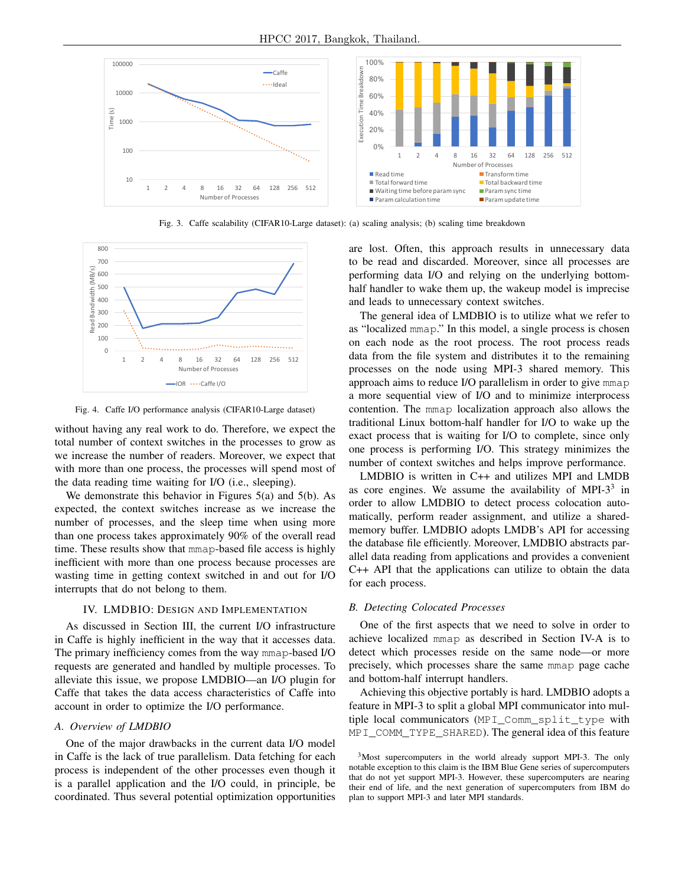100000
10000
1000
100
10
Time (s)
1 2 4 8 16 32 64 128 256 512
Number of Processes
Caffe
Ideal

100%
80%
60%
40%
20%
0%
Execution Time Breakdown
1 2 4 8 16 32 64 128 256 512
Number of Processes
Read time
Transform time
Total forward time
Total backward time
Waiting time before param sync
Param sync time
Param calculation time
Param update time

Fig. 3. Caffe scalability (CIFAR10-Large dataset): (a) scaling analysis; (b) scaling time breakdown

800
700
600
500
400
300
200
100
0
Read Bandwidth (MB/s)
1 2 4 8 16 32 64 128 256 512
Number of Processes
IOR
Caffe I/O

Fig. 4. Caffe I/O performance analysis (CIFAR10-Large dataset)

without having any real work to do. Therefore, we expect the total number of context switches in the processes to grow as we increase the number of readers. Moreover, we expect that with more than one process, the processes will spend most of the data reading time waiting for I/O (i.e., sleeping).

We demonstrate this behavior in Figures 5(a) and 5(b). As expected, the context switches increase as we increase the number of processes, and the sleep time when using more than one process takes approximately 90% of the overall read time. These results show that `mmap`-based file access is highly inefficient with more than one process because processes are wasting time in getting context switched in and out for I/O interrupts that do not belong to them.

## IV. LMDBIO: Design and Implementation

As discussed in Section III, the current I/O infrastructure in Caffe is highly inefficient in the way that it accesses data. The primary inefficiency comes from the way `mmap`-based I/O requests are generated and handled by multiple processes. To alleviate this issue, we propose LMDBIO—an I/O plugin for Caffe that takes the data access characteristics of Caffe into account in order to optimize the I/O performance.

### A. Overview of LMDBIO

One of the major drawbacks in the current data I/O model in Caffe is the lack of true parallelism. Data fetching for each process is independent of the other processes even though it is a parallel application and the I/O could, in principle, be coordinated. Thus several potential optimization opportunities are lost. Often, this approach results in unnecessary data to be read and discarded. Moreover, since all processes are performing data I/O and relying on the underlying bottom-half handler to wake them up, the wakeup model is imprecise and leads to unnecessary context switches.

The general idea of LMDBIO is to utilize what we refer to as "localized `mmap`." In this model, a single process is chosen on each node as the root process. The root process reads data from the file system and distributes it to the remaining processes on the node using MPI-3 shared memory. This approach aims to reduce I/O parallelism in order to give `mmap` a more sequential view of I/O and to minimize interprocess contention. The `mmap` localization approach also allows the traditional Linux bottom-half handler for I/O to wake up the exact process that is waiting for I/O to complete, since only one process is performing I/O. This strategy minimizes the number of context switches and helps improve performance.

LMDBIO is written in C++ and utilizes MPI and LMDB as core engines. We assume the availability of MPI-3[3] in order to allow LMDBIO to detect process colocation automatically, perform reader assignment, and share a shared-memory buffer. LMDBIO adopts LMDB's API for accessing the database file efficiently. Moreover, LMDBIO abstracts parallel data reading from applications and provides a convenient C++ API that the applications can utilize to obtain the data for each process.

### B. Detecting Colocated Processes

One of the first aspects that we need to solve in order to achieve localized `mmap` as described in Section IV-A is to detect which processes reside on the same node—or more precisely, which processes share the same `mmap` page cache and bottom-half interrupt handlers.

Achieving this objective portably is hard. LMDBIO adopts a feature in MPI-3 to split a global MPI communicator into multiple local communicators (`MPI_Comm_split_type` with `MPI_COMM_TYPE_SHARED`). The general idea of this feature

[3]Most supercomputers in the world already support MPI-3. The only notable exception to this claim is the IBM Blue Gene series of supercomputers that do not yet support MPI-3. However, these supercomputers are nearing their end of life, and the next generation of supercomputers from IBM do plan to support MPI-3 and later MPI standards.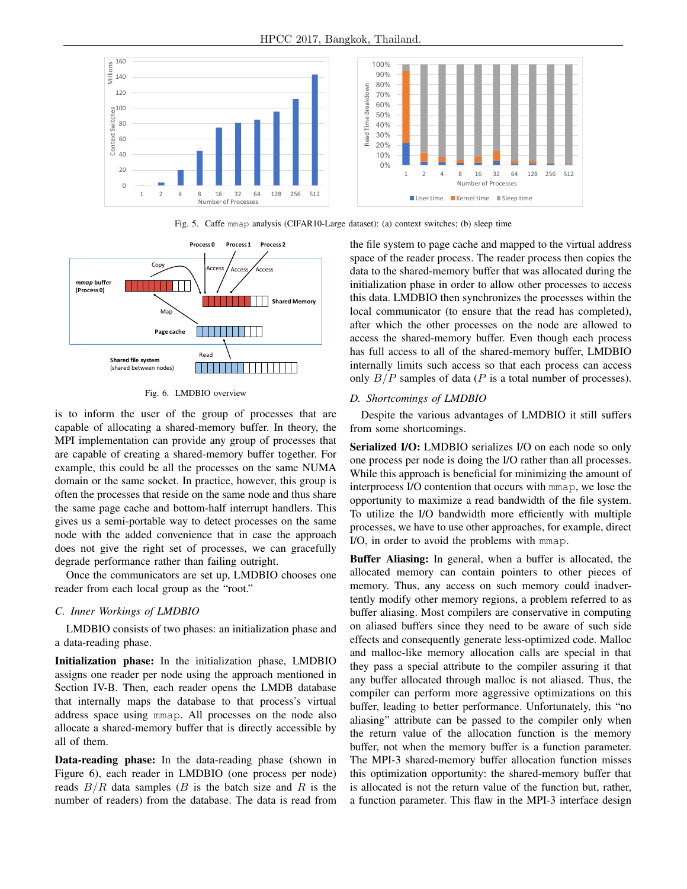Millions

160
140
120
100
80
60
40
20
0

Context Switches

1 2 4 8 16 32 64 128 256 512

Number of Processes

100%
90%
80%
70%
60%
50%
40%
30%
20%
10%
0%

Read Time Breakdown

1 2 4 8 16 32 64 128 256 512

Number of Processes

User time  Kernel time  Sleep time

Fig. 5. Caffe `mmap` analysis (CIFAR10-Large dataset): (a) context switches; (b) sleep time

Process 0  Process 1  Process 2

Copy  Access  Access  Access

*mmap* buffer (Process 0)

Shared Memory

Map

Page cache

Read

Shared file system (shared between nodes)

Fig. 6. LMDBIO overview

is to inform the user of the group of processes that are capable of allocating a shared-memory buffer. In theory, the MPI implementation can provide any group of processes that are capable of creating a shared-memory buffer together. For example, this could be all the processes on the same NUMA domain or the same socket. In practice, however, this group is often the processes that reside on the same node and thus share the same page cache and bottom-half interrupt handlers. This gives us a semi-portable way to detect processes on the same node with the added convenience that in case the approach does not give the right set of processes, we can gracefully degrade performance rather than failing outright.

Once the communicators are set up, LMDBIO chooses one reader from each local group as the "root."

### C. Inner Workings of LMDBIO

LMDBIO consists of two phases: an initialization phase and a data-reading phase.

**Initialization phase:** In the initialization phase, LMDBIO assigns one reader per node using the approach mentioned in Section IV-B. Then, each reader opens the LMDB database that internally maps the database to that process's virtual address space using `mmap`. All processes on the node also allocate a shared-memory buffer that is directly accessible by all of them.

**Data-reading phase:** In the data-reading phase (shown in Figure 6), each reader in LMDBIO (one process per node) reads $B/R$ data samples ($B$ is the batch size and $R$ is the number of readers) from the database. The data is read from the file system to page cache and mapped to the virtual address space of the reader process. The reader process then copies the data to the shared-memory buffer that was allocated during the initialization phase in order to allow other processes to access this data. LMDBIO then synchronizes the processes within the local communicator (to ensure that the read has completed), after which the other processes on the node are allowed to access the shared-memory buffer. Even though each process has full access to all of the shared-memory buffer, LMDBIO internally limits such access so that each process can access only $B/P$ samples of data ($P$ is a total number of processes).

### D. Shortcomings of LMDBIO

Despite the various advantages of LMDBIO it still suffers from some shortcomings.

**Serialized I/O:** LMDBIO serializes I/O on each node so only one process per node is doing the I/O rather than all processes. While this approach is beneficial for minimizing the amount of interprocess I/O contention that occurs with `mmap`, we lose the opportunity to maximize a read bandwidth of the file system. To utilize the I/O bandwidth more efficiently with multiple processes, we have to use other approaches, for example, direct I/O, in order to avoid the problems with `mmap`.

**Buffer Aliasing:** In general, when a buffer is allocated, the allocated memory can contain pointers to other pieces of memory. Thus, any access on such memory could inadvertently modify other memory regions, a problem referred to as buffer aliasing. Most compilers are conservative in computing on aliased buffers since they need to be aware of such side effects and consequently generate less-optimized code. Malloc and malloc-like memory allocation calls are special in that they pass a special attribute to the compiler assuring it that any buffer allocated through malloc is not aliased. Thus, the compiler can perform more aggressive optimizations on this buffer, leading to better performance. Unfortunately, this "no aliasing" attribute can be passed to the compiler only when the return value of the allocation function is the memory buffer, not when the memory buffer is a function parameter. The MPI-3 shared-memory buffer allocation function misses this optimization opportunity: the shared-memory buffer that is allocated is not the return value of the function but, rather, a function parameter. This flaw in the MPI-3 interface design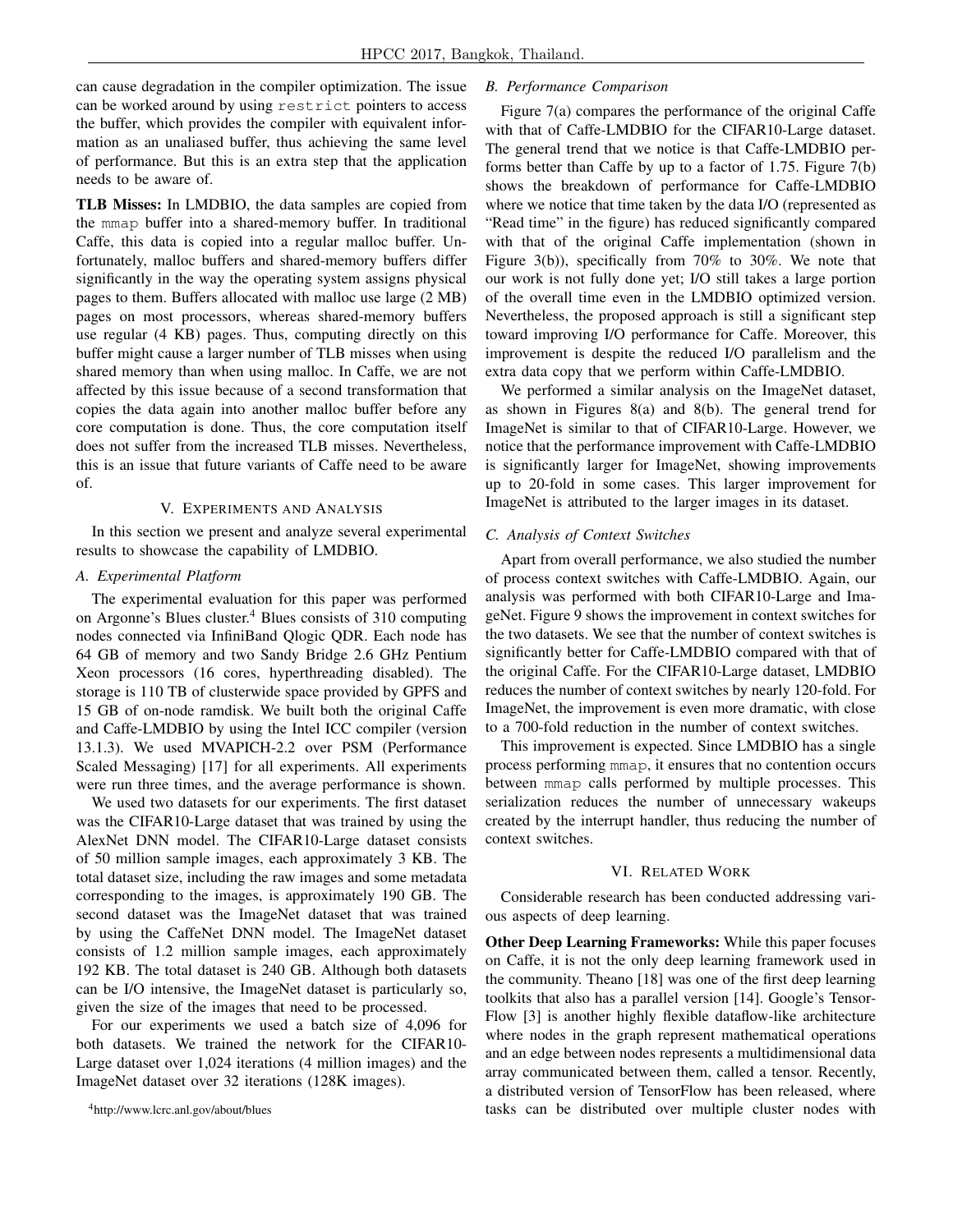can cause degradation in the compiler optimization. The issue can be worked around by using `restrict` pointers to access the buffer, which provides the compiler with equivalent information as an unaliased buffer, thus achieving the same level of performance. But this is an extra step that the application needs to be aware of.

**TLB Misses:** In LMDBIO, the data samples are copied from the `mmap` buffer into a shared-memory buffer. In traditional Caffe, this data is copied into a regular malloc buffer. Unfortunately, malloc buffers and shared-memory buffers differ significantly in the way the operating system assigns physical pages to them. Buffers allocated with malloc use large (2 MB) pages on most processors, whereas shared-memory buffers use regular (4 KB) pages. Thus, computing directly on this buffer might cause a larger number of TLB misses when using shared memory than when using malloc. In Caffe, we are not affected by this issue because of a second transformation that copies the data again into another malloc buffer before any core computation is done. Thus, the core computation itself does not suffer from the increased TLB misses. Nevertheless, this is an issue that future variants of Caffe need to be aware of.

## V. Experiments and Analysis

In this section we present and analyze several experimental results to showcase the capability of LMDBIO.

### A. Experimental Platform

The experimental evaluation for this paper was performed on Argonne's Blues cluster.[4] Blues consists of 310 computing nodes connected via InfiniBand Qlogic QDR. Each node has 64 GB of memory and two Sandy Bridge 2.6 GHz Pentium Xeon processors (16 cores, hyperthreading disabled). The storage is 110 TB of clusterwide space provided by GPFS and 15 GB of on-node ramdisk. We built both the original Caffe and Caffe-LMDBIO by using the Intel ICC compiler (version 13.1.3). We used MVAPICH-2.2 over PSM (Performance Scaled Messaging) [17] for all experiments. All experiments were run three times, and the average performance is shown.

We used two datasets for our experiments. The first dataset was the CIFAR10-Large dataset that was trained by using the AlexNet DNN model. The CIFAR10-Large dataset consists of 50 million sample images, each approximately 3 KB. The total dataset size, including the raw images and some metadata corresponding to the images, is approximately 190 GB. The second dataset was the ImageNet dataset that was trained by using the CaffeNet DNN model. The ImageNet dataset consists of 1.2 million sample images, each approximately 192 KB. The total dataset is 240 GB. Although both datasets can be I/O intensive, the ImageNet dataset is particularly so, given the size of the images that need to be processed.

For our experiments we used a batch size of 4,096 for both datasets. We trained the network for the CIFAR10-Large dataset over 1,024 iterations (4 million images) and the ImageNet dataset over 32 iterations (128K images).

[4] http://www.lcrc.anl.gov/about/blues

### B. Performance Comparison

Figure 7(a) compares the performance of the original Caffe with that of Caffe-LMDBIO for the CIFAR10-Large dataset. The general trend that we notice is that Caffe-LMDBIO performs better than Caffe by up to a factor of 1.75. Figure 7(b) shows the breakdown of performance for Caffe-LMDBIO where we notice that time taken by the data I/O (represented as "Read time" in the figure) has reduced significantly compared with that of the original Caffe implementation (shown in Figure 3(b)), specifically from 70% to 30%. We note that our work is not fully done yet; I/O still takes a large portion of the overall time even in the LMDBIO optimized version. Nevertheless, the proposed approach is still a significant step toward improving I/O performance for Caffe. Moreover, this improvement is despite the reduced I/O parallelism and the extra data copy that we perform within Caffe-LMDBIO.

We performed a similar analysis on the ImageNet dataset, as shown in Figures 8(a) and 8(b). The general trend for ImageNet is similar to that of CIFAR10-Large. However, we notice that the performance improvement with Caffe-LMDBIO is significantly larger for ImageNet, showing improvements up to 20-fold in some cases. This larger improvement for ImageNet is attributed to the larger images in its dataset.

### C. Analysis of Context Switches

Apart from overall performance, we also studied the number of process context switches with Caffe-LMDBIO. Again, our analysis was performed with both CIFAR10-Large and ImageNet. Figure 9 shows the improvement in context switches for the two datasets. We see that the number of context switches is significantly better for Caffe-LMDBIO compared with that of the original Caffe. For the CIFAR10-Large dataset, LMDBIO reduces the number of context switches by nearly 120-fold. For ImageNet, the improvement is even more dramatic, with close to a 700-fold reduction in the number of context switches.

This improvement is expected. Since LMDBIO has a single process performing `mmap`, it ensures that no contention occurs between `mmap` calls performed by multiple processes. This serialization reduces the number of unnecessary wakeups created by the interrupt handler, thus reducing the number of context switches.

## VI. Related Work

Considerable research has been conducted addressing various aspects of deep learning.

**Other Deep Learning Frameworks:** While this paper focuses on Caffe, it is not the only deep learning framework used in the community. Theano [18] was one of the first deep learning toolkits that also has a parallel version [14]. Google's TensorFlow [3] is another highly flexible dataflow-like architecture where nodes in the graph represent mathematical operations and an edge between nodes represents a multidimensional data array communicated between them, called a tensor. Recently, a distributed version of TensorFlow has been released, where tasks can be distributed over multiple cluster nodes with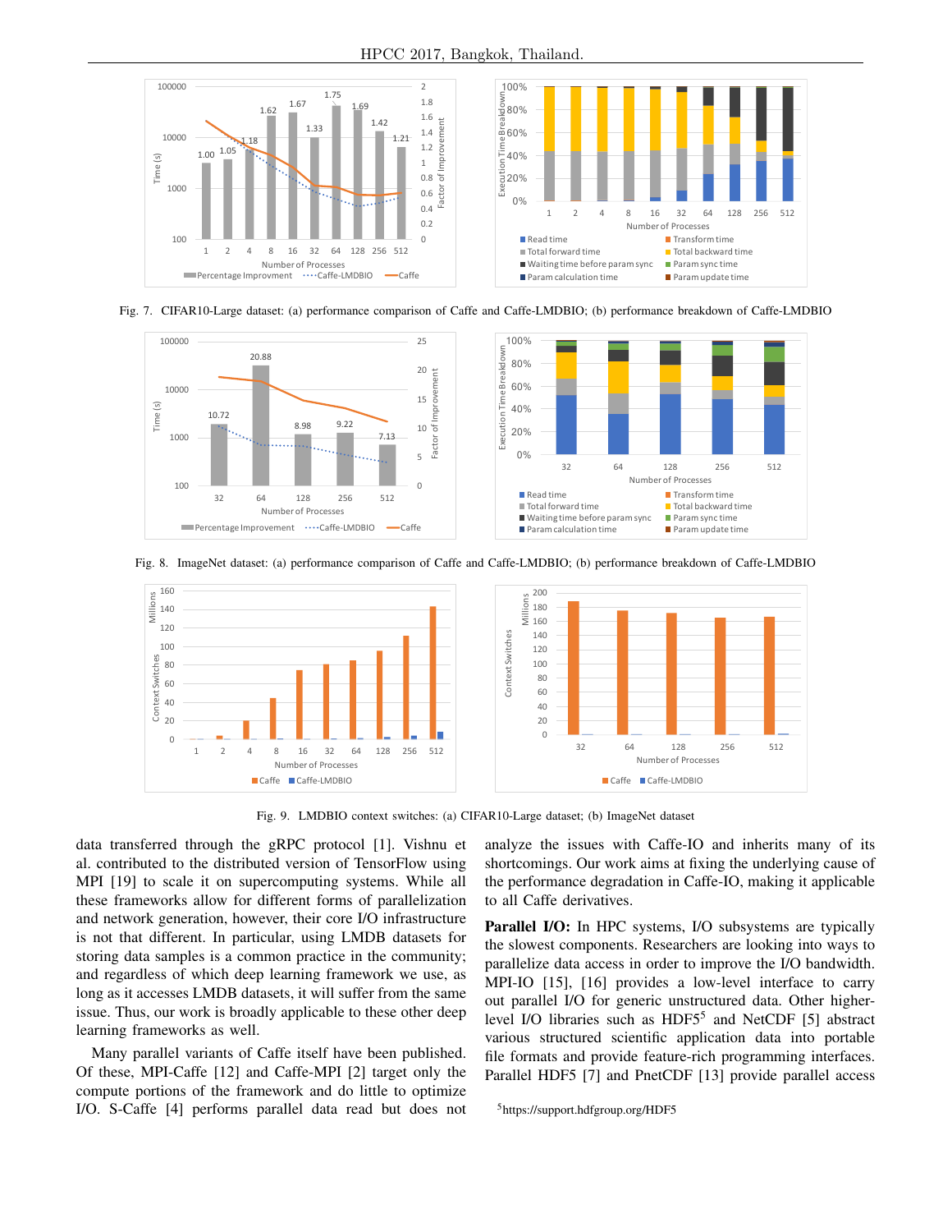Fig. 7. CIFAR10-Large dataset: (a) performance comparison of Caffe and Caffe-LMDBIO; (b) performance breakdown of Caffe-LMDBIO

Fig. 8. ImageNet dataset: (a) performance comparison of Caffe and Caffe-LMDBIO; (b) performance breakdown of Caffe-LMDBIO

Fig. 9. LMDBIO context switches: (a) CIFAR10-Large dataset; (b) ImageNet dataset

data transferred through the gRPC protocol [1]. Vishnu et al. contributed to the distributed version of TensorFlow using MPI [19] to scale it on supercomputing systems. While all these frameworks allow for different forms of parallelization and network generation, however, their core I/O infrastructure is not that different. In particular, using LMDB datasets for storing data samples is a common practice in the community; and regardless of which deep learning framework we use, as long as it accesses LMDB datasets, it will suffer from the same issue. Thus, our work is broadly applicable to these other deep learning frameworks as well.

Many parallel variants of Caffe itself have been published. Of these, MPI-Caffe [12] and Caffe-MPI [2] target only the compute portions of the framework and do little to optimize I/O. S-Caffe [4] performs parallel data read but does not analyze the issues with Caffe-IO and inherits many of its shortcomings. Our work aims at fixing the underlying cause of the performance degradation in Caffe-IO, making it applicable to all Caffe derivatives.

**Parallel I/O:** In HPC systems, I/O subsystems are typically the slowest components. Researchers are looking into ways to parallelize data access in order to improve the I/O bandwidth. MPI-IO [15], [16] provides a low-level interface to carry out parallel I/O for generic unstructured data. Other higher-level I/O libraries such as HDF5[5] and NetCDF [5] abstract various structured scientific application data into portable file formats and provide feature-rich programming interfaces. Parallel HDF5 [7] and PnetCDF [13] provide parallel access

[5]https://support.hdfgroup.org/HDF5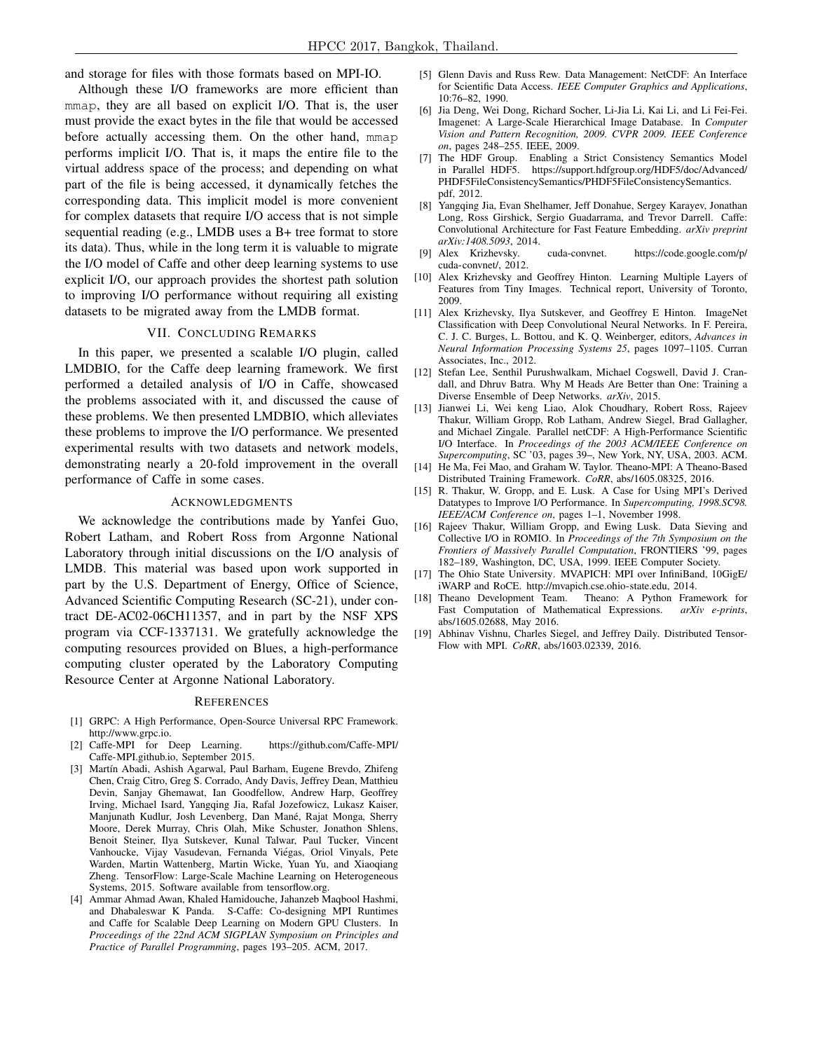and storage for files with those formats based on MPI-IO.

Although these I/O frameworks are more efficient than mmap, they are all based on explicit I/O. That is, the user must provide the exact bytes in the file that would be accessed before actually accessing them. On the other hand, mmap performs implicit I/O. That is, it maps the entire file to the virtual address space of the process; and depending on what part of the file is being accessed, it dynamically fetches the corresponding data. This implicit model is more convenient for complex datasets that require I/O access that is not simple sequential reading (e.g., LMDB uses a B+ tree format to store its data). Thus, while in the long term it is valuable to migrate the I/O model of Caffe and other deep learning systems to use explicit I/O, our approach provides the shortest path solution to improving I/O performance without requiring all existing datasets to be migrated away from the LMDB format.

## VII. Concluding Remarks

In this paper, we presented a scalable I/O plugin, called LMDBIO, for the Caffe deep learning framework. We first performed a detailed analysis of I/O in Caffe, showcased the problems associated with it, and discussed the cause of these problems. We then presented LMDBIO, which alleviates these problems to improve the I/O performance. We presented experimental results with two datasets and network models, demonstrating nearly a 20-fold improvement in the overall performance of Caffe in some cases.

## Acknowledgments

We acknowledge the contributions made by Yanfei Guo, Robert Latham, and Robert Ross from Argonne National Laboratory through initial discussions on the I/O analysis of LMDB. This material was based upon work supported in part by the U.S. Department of Energy, Office of Science, Advanced Scientific Computing Research (SC-21), under contract DE-AC02-06CH11357, and in part by the NSF XPS program via CCF-1337131. We gratefully acknowledge the computing resources provided on Blues, a high-performance computing cluster operated by the Laboratory Computing Resource Center at Argonne National Laboratory.

## References

[1] GRPC: A High Performance, Open-Source Universal RPC Framework. http://www.grpc.io.

[2] Caffe-MPI for Deep Learning. https://github.com/Caffe-MPI/Caffe-MPI.github.io, September 2015.

[3] Martín Abadi, Ashish Agarwal, Paul Barham, Eugene Brevdo, Zhifeng Chen, Craig Citro, Greg S. Corrado, Andy Davis, Jeffrey Dean, Matthieu Devin, Sanjay Ghemawat, Ian Goodfellow, Andrew Harp, Geoffrey Irving, Michael Isard, Yangqing Jia, Rafal Jozefowicz, Lukasz Kaiser, Manjunath Kudlur, Josh Levenberg, Dan Mané, Rajat Monga, Sherry Moore, Derek Murray, Chris Olah, Mike Schuster, Jonathon Shlens, Benoit Steiner, Ilya Sutskever, Kunal Talwar, Paul Tucker, Vincent Vanhoucke, Vijay Vasudevan, Fernanda Viégas, Oriol Vinyals, Pete Warden, Martin Wattenberg, Martin Wicke, Yuan Yu, and Xiaoqiang Zheng. TensorFlow: Large-Scale Machine Learning on Heterogeneous Systems, 2015. Software available from tensorflow.org.

[4] Ammar Ahmad Awan, Khaled Hamidouche, Jahanzeb Maqbool Hashmi, and Dhabaleswar K Panda. S-Caffe: Co-designing MPI Runtimes and Caffe for Scalable Deep Learning on Modern GPU Clusters. In *Proceedings of the 22nd ACM SIGPLAN Symposium on Principles and Practice of Parallel Programming*, pages 193–205. ACM, 2017.

[5] Glenn Davis and Russ Rew. Data Management: NetCDF: An Interface for Scientific Data Access. *IEEE Computer Graphics and Applications*, 10:76–82, 1990.

[6] Jia Deng, Wei Dong, Richard Socher, Li-Jia Li, Kai Li, and Li Fei-Fei. Imagenet: A Large-Scale Hierarchical Image Database. In *Computer Vision and Pattern Recognition, 2009. CVPR 2009. IEEE Conference on*, pages 248–255. IEEE, 2009.

[7] The HDF Group. Enabling a Strict Consistency Semantics Model in Parallel HDF5. https://support.hdfgroup.org/HDF5/doc/Advanced/PHDF5FileConsistencySemantics/PHDF5FileConsistencySemantics.pdf, 2012.

[8] Yangqing Jia, Evan Shelhamer, Jeff Donahue, Sergey Karayev, Jonathan Long, Ross Girshick, Sergio Guadarrama, and Trevor Darrell. Caffe: Convolutional Architecture for Fast Feature Embedding. *arXiv preprint arXiv:1408.5093*, 2014.

[9] Alex Krizhevsky. cuda-convnet. https://code.google.com/p/cuda-convnet/, 2012.

[10] Alex Krizhevsky and Geoffrey Hinton. Learning Multiple Layers of Features from Tiny Images. Technical report, University of Toronto, 2009.

[11] Alex Krizhevsky, Ilya Sutskever, and Geoffrey E Hinton. ImageNet Classification with Deep Convolutional Neural Networks. In F. Pereira, C. J. C. Burges, L. Bottou, and K. Q. Weinberger, editors, *Advances in Neural Information Processing Systems 25*, pages 1097–1105. Curran Associates, Inc., 2012.

[12] Stefan Lee, Senthil Purushwalkam, Michael Cogswell, David J. Crandall, and Dhruv Batra. Why M Heads Are Better than One: Training a Diverse Ensemble of Deep Networks. *arXiv*, 2015.

[13] Jianwei Li, Wei keng Liao, Alok Choudhary, Robert Ross, Rajeev Thakur, William Gropp, Rob Latham, Andrew Siegel, Brad Gallagher, and Michael Zingale. Parallel netCDF: A High-Performance Scientific I/O Interface. In *Proceedings of the 2003 ACM/IEEE Conference on Supercomputing*, SC '03, pages 39–, New York, NY, USA, 2003. ACM.

[14] He Ma, Fei Mao, and Graham W. Taylor. Theano-MPI: A Theano-Based Distributed Training Framework. *CoRR*, abs/1605.08325, 2016.

[15] R. Thakur, W. Gropp, and E. Lusk. A Case for Using MPI's Derived Datatypes to Improve I/O Performance. In *Supercomputing, 1998.SC98. IEEE/ACM Conference on*, pages 1–1, November 1998.

[16] Rajeev Thakur, William Gropp, and Ewing Lusk. Data Sieving and Collective I/O in ROMIO. In *Proceedings of the 7th Symposium on the Frontiers of Massively Parallel Computation*, FRONTIERS '99, pages 182–189, Washington, DC, USA, 1999. IEEE Computer Society.

[17] The Ohio State University. MVAPICH: MPI over InfiniBand, 10GigE/iWARP and RoCE. http://mvapich.cse.ohio-state.edu, 2014.

[18] Theano Development Team. Theano: A Python Framework for Fast Computation of Mathematical Expressions. *arXiv e-prints*, abs/1605.02688, May 2016.

[19] Abhinav Vishnu, Charles Siegel, and Jeffrey Daily. Distributed TensorFlow with MPI. *CoRR*, abs/1603.02339, 2016.